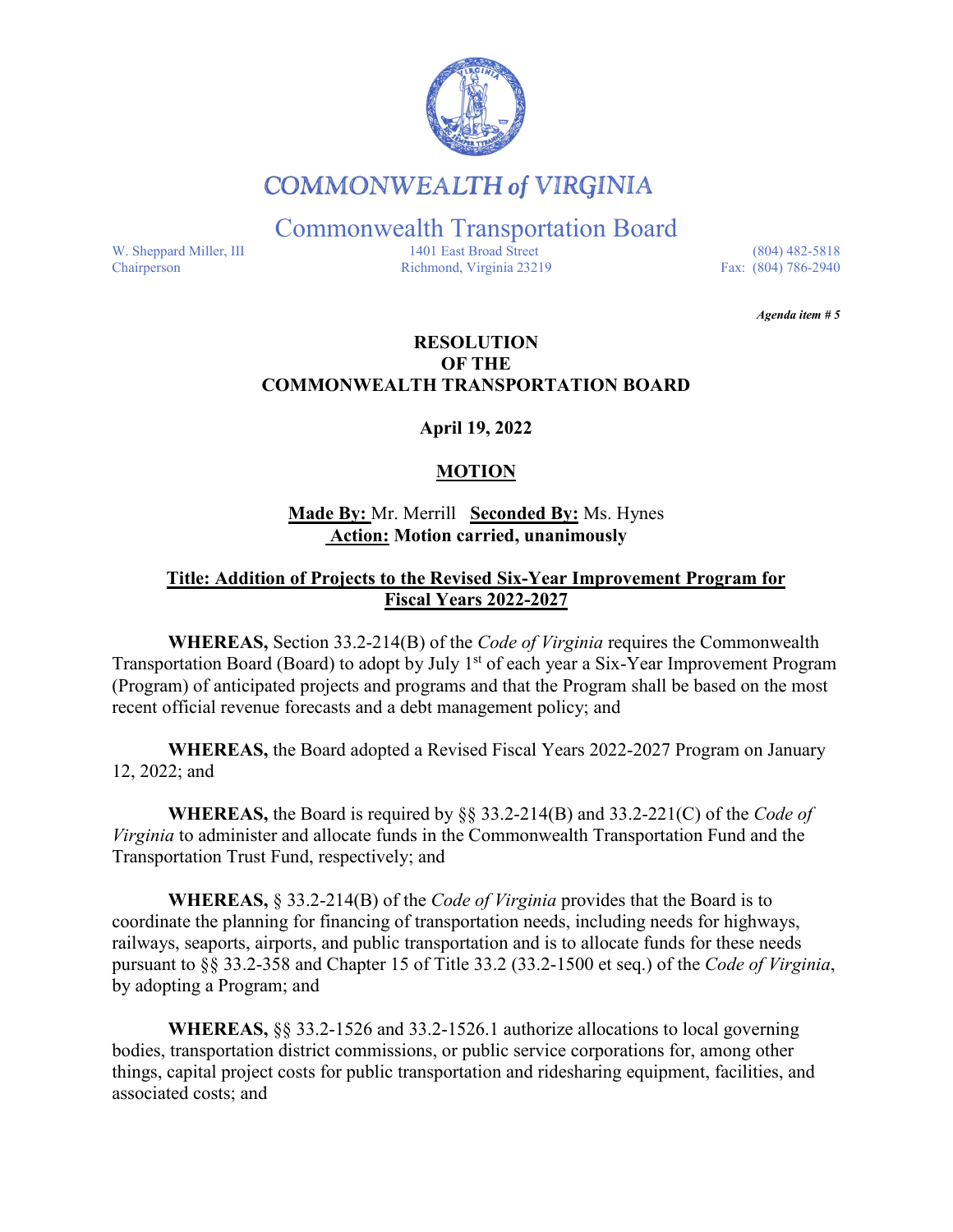# COMMONWEALTH of VIRGINIA

## Commonwealth Transportation Board

W. Sheppard Miller, III
Chairperson

1401 East Broad Street
Richmond, Virginia 23219

(804) 482-5818
Fax: (804) 786-2940

***Agenda item # 5***

**RESOLUTION**
**OF THE**
**COMMONWEALTH TRANSPORTATION BOARD**

**April 19, 2022**

**MOTION**

**Made By:** Mr. Merrill **Seconded By:** Ms. Hynes
**Action: Motion carried, unanimously**

**Title: Addition of Projects to the Revised Six-Year Improvement Program for Fiscal Years 2022-2027**

**WHEREAS,** Section 33.2-214(B) of the *Code of Virginia* requires the Commonwealth Transportation Board (Board) to adopt by July 1st of each year a Six-Year Improvement Program (Program) of anticipated projects and programs and that the Program shall be based on the most recent official revenue forecasts and a debt management policy; and

**WHEREAS,** the Board adopted a Revised Fiscal Years 2022-2027 Program on January 12, 2022; and

**WHEREAS,** the Board is required by §§ 33.2-214(B) and 33.2-221(C) of the *Code of Virginia* to administer and allocate funds in the Commonwealth Transportation Fund and the Transportation Trust Fund, respectively; and

**WHEREAS,** § 33.2-214(B) of the *Code of Virginia* provides that the Board is to coordinate the planning for financing of transportation needs, including needs for highways, railways, seaports, airports, and public transportation and is to allocate funds for these needs pursuant to §§ 33.2-358 and Chapter 15 of Title 33.2 (33.2-1500 et seq.) of the *Code of Virginia*, by adopting a Program; and

**WHEREAS,** §§ 33.2-1526 and 33.2-1526.1 authorize allocations to local governing bodies, transportation district commissions, or public service corporations for, among other things, capital project costs for public transportation and ridesharing equipment, facilities, and associated costs; and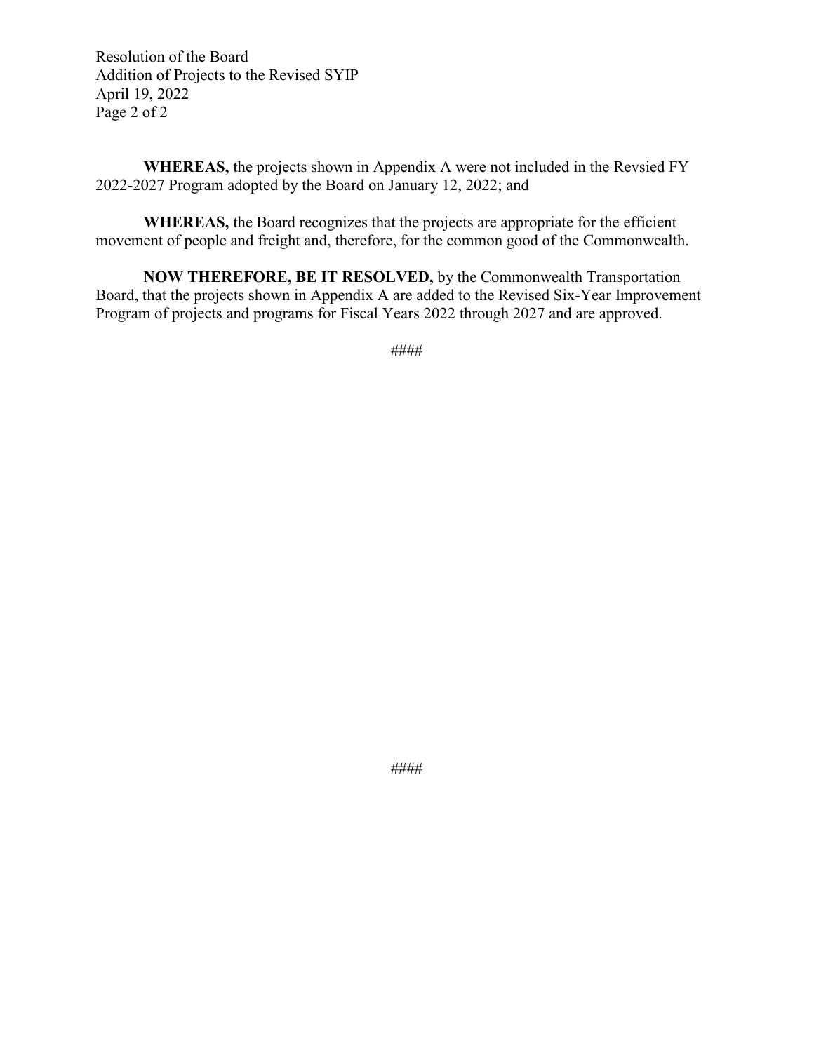**WHEREAS,** the projects shown in Appendix A were not included in the Revsied FY 2022-2027 Program adopted by the Board on January 12, 2022; and

**WHEREAS,** the Board recognizes that the projects are appropriate for the efficient movement of people and freight and, therefore, for the common good of the Commonwealth.

**NOW THEREFORE, BE IT RESOLVED,** by the Commonwealth Transportation Board, that the projects shown in Appendix A are added to the Revised Six-Year Improvement Program of projects and programs for Fiscal Years 2022 through 2027 and are approved.

####

####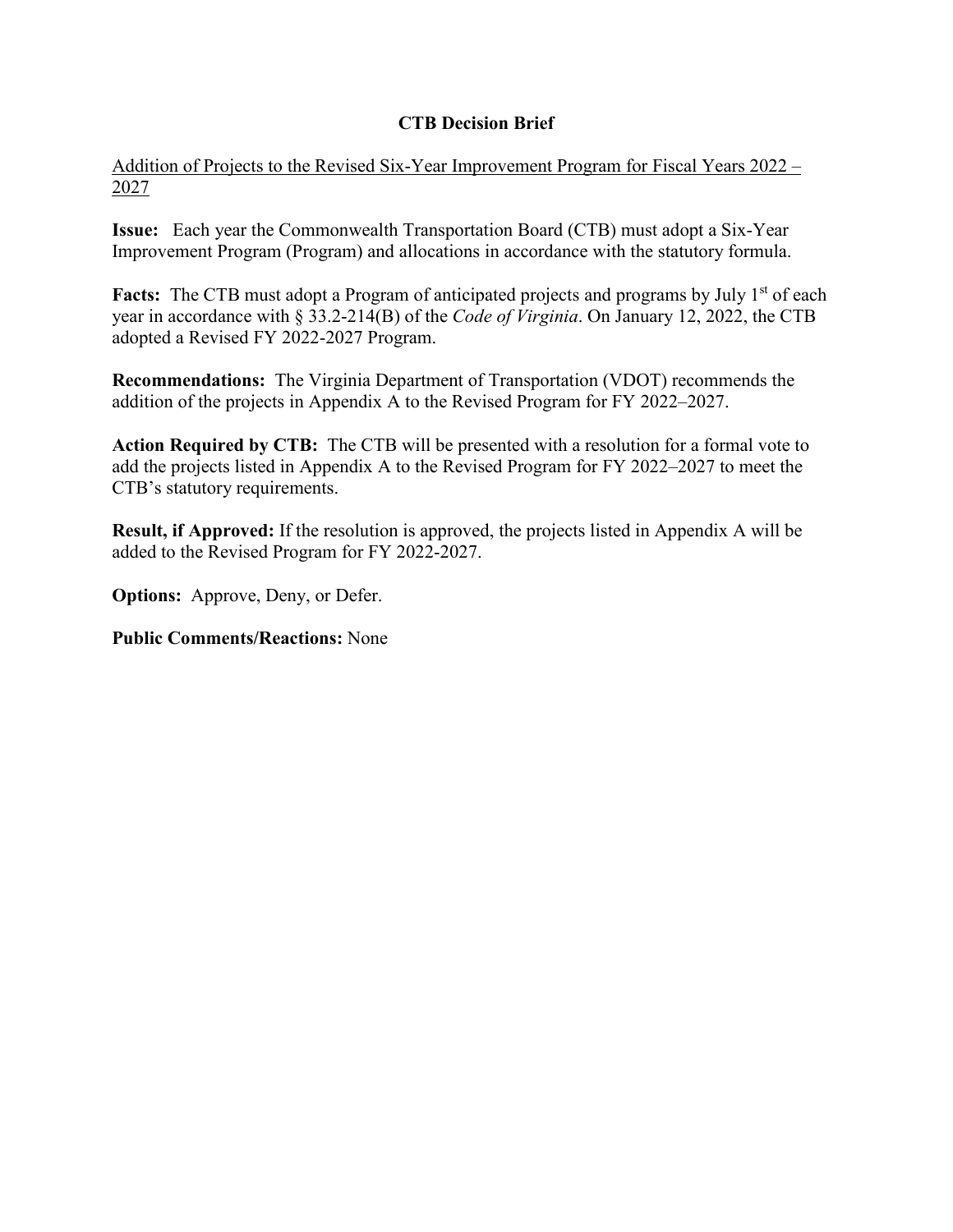# CTB Decision Brief

<u>Addition of Projects to the Revised Six-Year Improvement Program for Fiscal Years 2022 – 2027</u>

**Issue:** Each year the Commonwealth Transportation Board (CTB) must adopt a Six-Year Improvement Program (Program) and allocations in accordance with the statutory formula.

**Facts:** The CTB must adopt a Program of anticipated projects and programs by July 1st of each year in accordance with § 33.2-214(B) of the *Code of Virginia*. On January 12, 2022, the CTB adopted a Revised FY 2022-2027 Program.

**Recommendations:** The Virginia Department of Transportation (VDOT) recommends the addition of the projects in Appendix A to the Revised Program for FY 2022–2027.

**Action Required by CTB:** The CTB will be presented with a resolution for a formal vote to add the projects listed in Appendix A to the Revised Program for FY 2022–2027 to meet the CTB's statutory requirements.

**Result, if Approved:** If the resolution is approved, the projects listed in Appendix A will be added to the Revised Program for FY 2022-2027.

**Options:** Approve, Deny, or Defer.

**Public Comments/Reactions:** None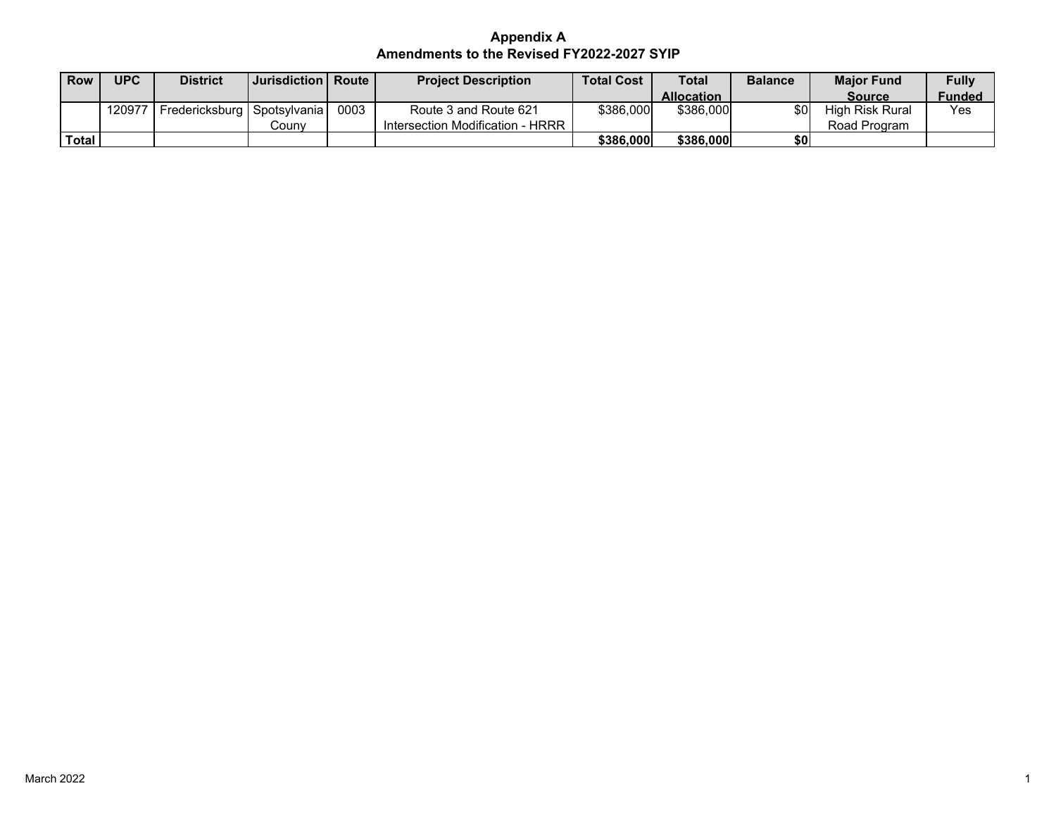# Appendix A
## Amendments to the Revised FY2022-2027 SYIP

| Row | UPC | District | Jurisdiction | Route | Project Description | Total Cost | Total Allocation | Balance | Major Fund Source | Fully Funded |
|---|---|---|---|---|---|---|---|---|---|---|
| | 120977 | Fredericksburg | Spotsylvania Couny | 0003 | Route 3 and Route 621 Intersection Modification - HRRR | $386,000 | $386,000 | $0 | High Risk Rural Road Program | Yes |
| **Total** | | | | | | **$386,000** | **$386,000** | **$0** | | |

March 2022